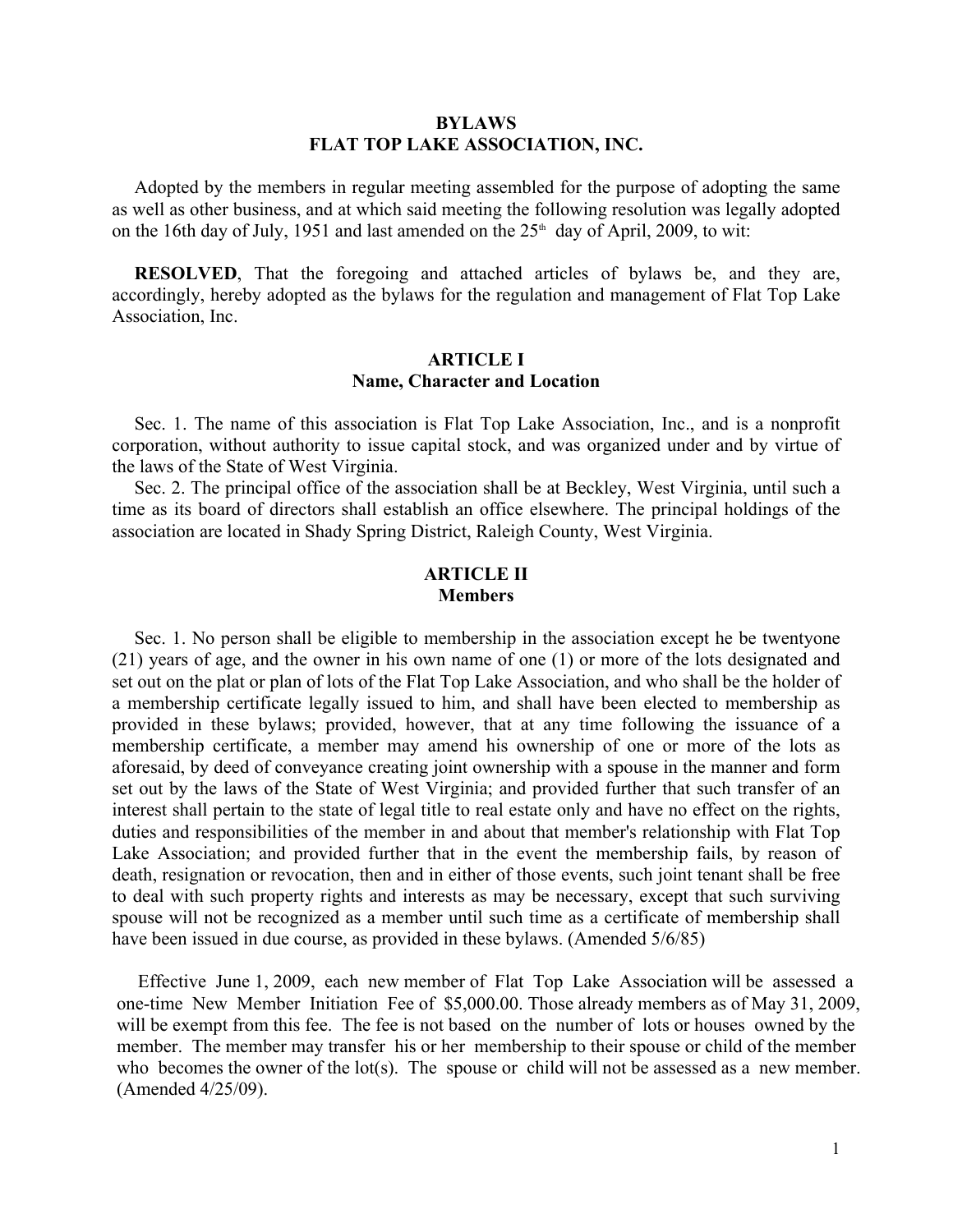# BYLAWS
# FLAT TOP LAKE ASSOCIATION, INC.

Adopted by the members in regular meeting assembled for the purpose of adopting the same as well as other business, and at which said meeting the following resolution was legally adopted on the 16th day of July, 1951 and last amended on the 25th day of April, 2009, to wit:

**RESOLVED**, That the foregoing and attached articles of bylaws be, and they are, accordingly, hereby adopted as the bylaws for the regulation and management of Flat Top Lake Association, Inc.

## ARTICLE I
## Name, Character and Location

Sec. 1. The name of this association is Flat Top Lake Association, Inc., and is a nonprofit corporation, without authority to issue capital stock, and was organized under and by virtue of the laws of the State of West Virginia.

Sec. 2. The principal office of the association shall be at Beckley, West Virginia, until such a time as its board of directors shall establish an office elsewhere. The principal holdings of the association are located in Shady Spring District, Raleigh County, West Virginia.

## ARTICLE II
## Members

Sec. 1. No person shall be eligible to membership in the association except he be twentyone (21) years of age, and the owner in his own name of one (1) or more of the lots designated and set out on the plat or plan of lots of the Flat Top Lake Association, and who shall be the holder of a membership certificate legally issued to him, and shall have been elected to membership as provided in these bylaws; provided, however, that at any time following the issuance of a membership certificate, a member may amend his ownership of one or more of the lots as aforesaid, by deed of conveyance creating joint ownership with a spouse in the manner and form set out by the laws of the State of West Virginia; and provided further that such transfer of an interest shall pertain to the state of legal title to real estate only and have no effect on the rights, duties and responsibilities of the member in and about that member's relationship with Flat Top Lake Association; and provided further that in the event the membership fails, by reason of death, resignation or revocation, then and in either of those events, such joint tenant shall be free to deal with such property rights and interests as may be necessary, except that such surviving spouse will not be recognized as a member until such time as a certificate of membership shall have been issued in due course, as provided in these bylaws. (Amended 5/6/85)

Effective June 1, 2009, each new member of Flat Top Lake Association will be assessed a one-time New Member Initiation Fee of $5,000.00. Those already members as of May 31, 2009, will be exempt from this fee. The fee is not based on the number of lots or houses owned by the member. The member may transfer his or her membership to their spouse or child of the member who becomes the owner of the lot(s). The spouse or child will not be assessed as a new member. (Amended 4/25/09).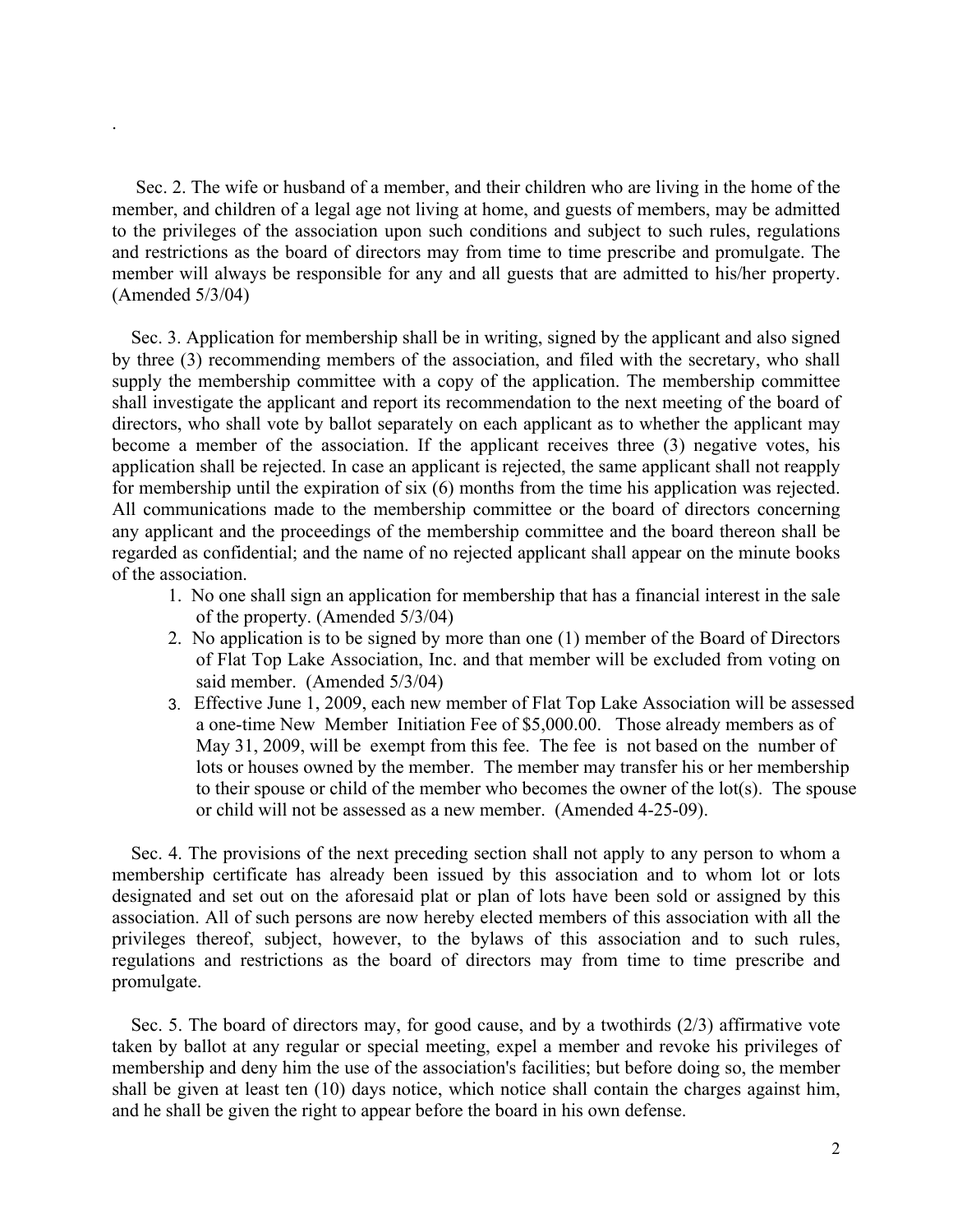.

Sec. 2. The wife or husband of a member, and their children who are living in the home of the member, and children of a legal age not living at home, and guests of members, may be admitted to the privileges of the association upon such conditions and subject to such rules, regulations and restrictions as the board of directors may from time to time prescribe and promulgate. The member will always be responsible for any and all guests that are admitted to his/her property. (Amended 5/3/04)

Sec. 3. Application for membership shall be in writing, signed by the applicant and also signed by three (3) recommending members of the association, and filed with the secretary, who shall supply the membership committee with a copy of the application. The membership committee shall investigate the applicant and report its recommendation to the next meeting of the board of directors, who shall vote by ballot separately on each applicant as to whether the applicant may become a member of the association. If the applicant receives three (3) negative votes, his application shall be rejected. In case an applicant is rejected, the same applicant shall not reapply for membership until the expiration of six (6) months from the time his application was rejected. All communications made to the membership committee or the board of directors concerning any applicant and the proceedings of the membership committee and the board thereon shall be regarded as confidential; and the name of no rejected applicant shall appear on the minute books of the association.

1. No one shall sign an application for membership that has a financial interest in the sale of the property. (Amended 5/3/04)
2. No application is to be signed by more than one (1) member of the Board of Directors of Flat Top Lake Association, Inc. and that member will be excluded from voting on said member. (Amended 5/3/04)
3. Effective June 1, 2009, each new member of Flat Top Lake Association will be assessed a one-time New Member Initiation Fee of $5,000.00. Those already members as of May 31, 2009, will be exempt from this fee. The fee is not based on the number of lots or houses owned by the member. The member may transfer his or her membership to their spouse or child of the member who becomes the owner of the lot(s). The spouse or child will not be assessed as a new member. (Amended 4-25-09).

Sec. 4. The provisions of the next preceding section shall not apply to any person to whom a membership certificate has already been issued by this association and to whom lot or lots designated and set out on the aforesaid plat or plan of lots have been sold or assigned by this association. All of such persons are now hereby elected members of this association with all the privileges thereof, subject, however, to the bylaws of this association and to such rules, regulations and restrictions as the board of directors may from time to time prescribe and promulgate.

Sec. 5. The board of directors may, for good cause, and by a twothirds (2/3) affirmative vote taken by ballot at any regular or special meeting, expel a member and revoke his privileges of membership and deny him the use of the association's facilities; but before doing so, the member shall be given at least ten (10) days notice, which notice shall contain the charges against him, and he shall be given the right to appear before the board in his own defense.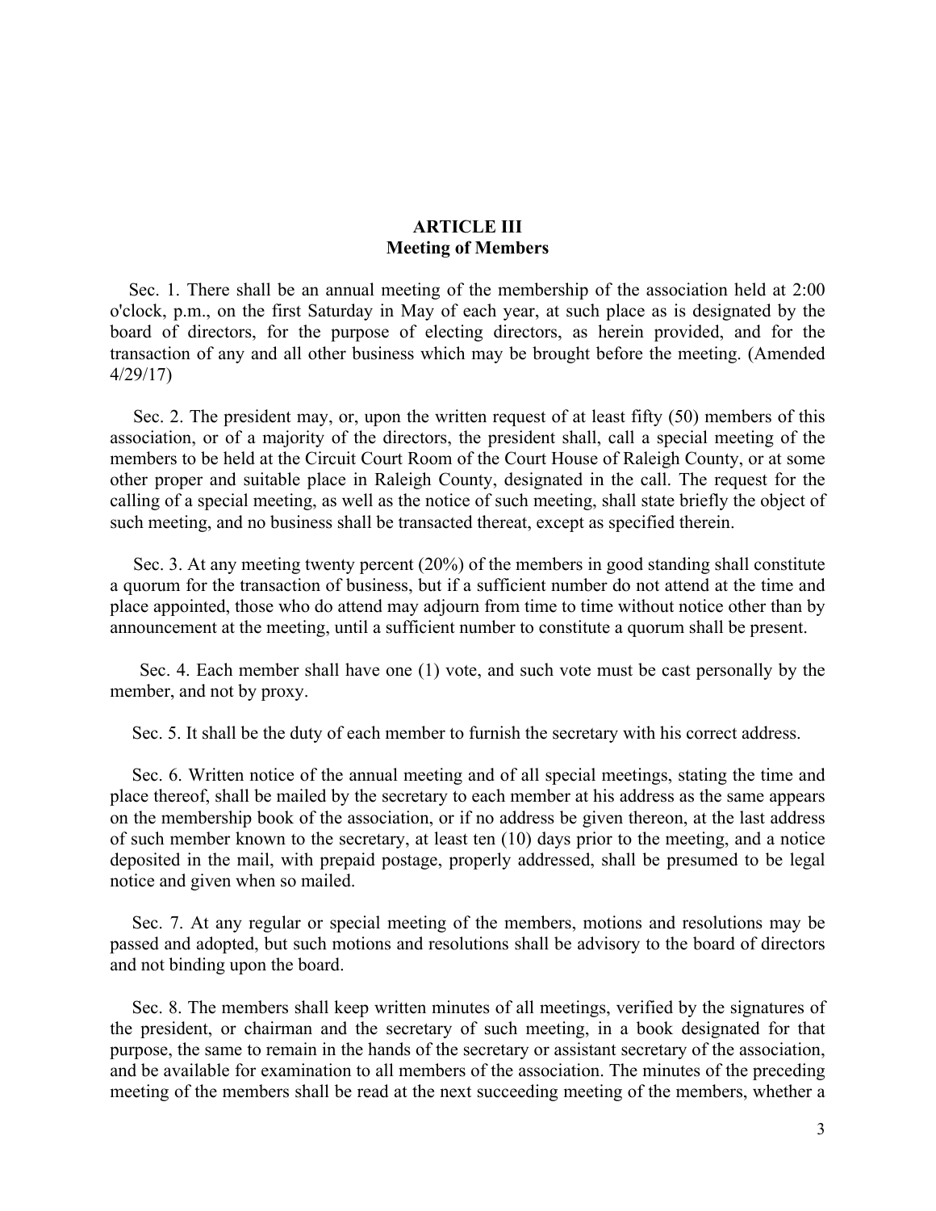## ARTICLE III
## Meeting of Members

Sec. 1. There shall be an annual meeting of the membership of the association held at 2:00 o'clock, p.m., on the first Saturday in May of each year, at such place as is designated by the board of directors, for the purpose of electing directors, as herein provided, and for the transaction of any and all other business which may be brought before the meeting. (Amended 4/29/17)

Sec. 2. The president may, or, upon the written request of at least fifty (50) members of this association, or of a majority of the directors, the president shall, call a special meeting of the members to be held at the Circuit Court Room of the Court House of Raleigh County, or at some other proper and suitable place in Raleigh County, designated in the call. The request for the calling of a special meeting, as well as the notice of such meeting, shall state briefly the object of such meeting, and no business shall be transacted thereat, except as specified therein.

Sec. 3. At any meeting twenty percent (20%) of the members in good standing shall constitute a quorum for the transaction of business, but if a sufficient number do not attend at the time and place appointed, those who do attend may adjourn from time to time without notice other than by announcement at the meeting, until a sufficient number to constitute a quorum shall be present.

Sec. 4. Each member shall have one (1) vote, and such vote must be cast personally by the member, and not by proxy.

Sec. 5. It shall be the duty of each member to furnish the secretary with his correct address.

Sec. 6. Written notice of the annual meeting and of all special meetings, stating the time and place thereof, shall be mailed by the secretary to each member at his address as the same appears on the membership book of the association, or if no address be given thereon, at the last address of such member known to the secretary, at least ten (10) days prior to the meeting, and a notice deposited in the mail, with prepaid postage, properly addressed, shall be presumed to be legal notice and given when so mailed.

Sec. 7. At any regular or special meeting of the members, motions and resolutions may be passed and adopted, but such motions and resolutions shall be advisory to the board of directors and not binding upon the board.

Sec. 8. The members shall keep written minutes of all meetings, verified by the signatures of the president, or chairman and the secretary of such meeting, in a book designated for that purpose, the same to remain in the hands of the secretary or assistant secretary of the association, and be available for examination to all members of the association. The minutes of the preceding meeting of the members shall be read at the next succeeding meeting of the members, whether a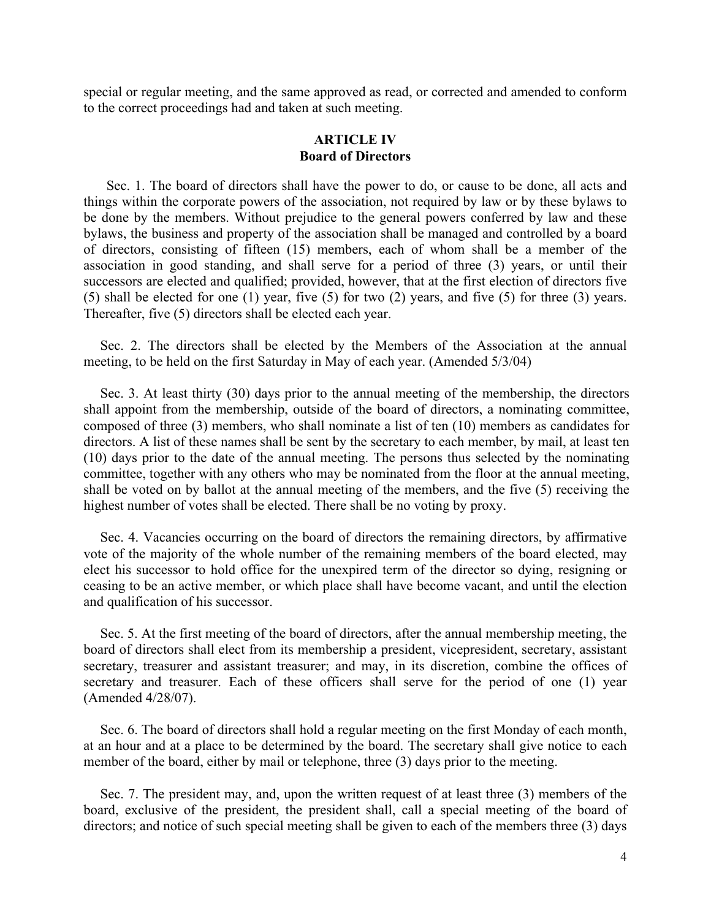special or regular meeting, and the same approved as read, or corrected and amended to conform to the correct proceedings had and taken at such meeting.

## ARTICLE IV
## Board of Directors

Sec. 1. The board of directors shall have the power to do, or cause to be done, all acts and things within the corporate powers of the association, not required by law or by these bylaws to be done by the members. Without prejudice to the general powers conferred by law and these bylaws, the business and property of the association shall be managed and controlled by a board of directors, consisting of fifteen (15) members, each of whom shall be a member of the association in good standing, and shall serve for a period of three (3) years, or until their successors are elected and qualified; provided, however, that at the first election of directors five (5) shall be elected for one (1) year, five (5) for two (2) years, and five (5) for three (3) years. Thereafter, five (5) directors shall be elected each year.

Sec. 2. The directors shall be elected by the Members of the Association at the annual meeting, to be held on the first Saturday in May of each year. (Amended 5/3/04)

Sec. 3. At least thirty (30) days prior to the annual meeting of the membership, the directors shall appoint from the membership, outside of the board of directors, a nominating committee, composed of three (3) members, who shall nominate a list of ten (10) members as candidates for directors. A list of these names shall be sent by the secretary to each member, by mail, at least ten (10) days prior to the date of the annual meeting. The persons thus selected by the nominating committee, together with any others who may be nominated from the floor at the annual meeting, shall be voted on by ballot at the annual meeting of the members, and the five (5) receiving the highest number of votes shall be elected. There shall be no voting by proxy.

Sec. 4. Vacancies occurring on the board of directors the remaining directors, by affirmative vote of the majority of the whole number of the remaining members of the board elected, may elect his successor to hold office for the unexpired term of the director so dying, resigning or ceasing to be an active member, or which place shall have become vacant, and until the election and qualification of his successor.

Sec. 5. At the first meeting of the board of directors, after the annual membership meeting, the board of directors shall elect from its membership a president, vicepresident, secretary, assistant secretary, treasurer and assistant treasurer; and may, in its discretion, combine the offices of secretary and treasurer. Each of these officers shall serve for the period of one (1) year (Amended 4/28/07).

Sec. 6. The board of directors shall hold a regular meeting on the first Monday of each month, at an hour and at a place to be determined by the board. The secretary shall give notice to each member of the board, either by mail or telephone, three (3) days prior to the meeting.

Sec. 7. The president may, and, upon the written request of at least three (3) members of the board, exclusive of the president, the president shall, call a special meeting of the board of directors; and notice of such special meeting shall be given to each of the members three (3) days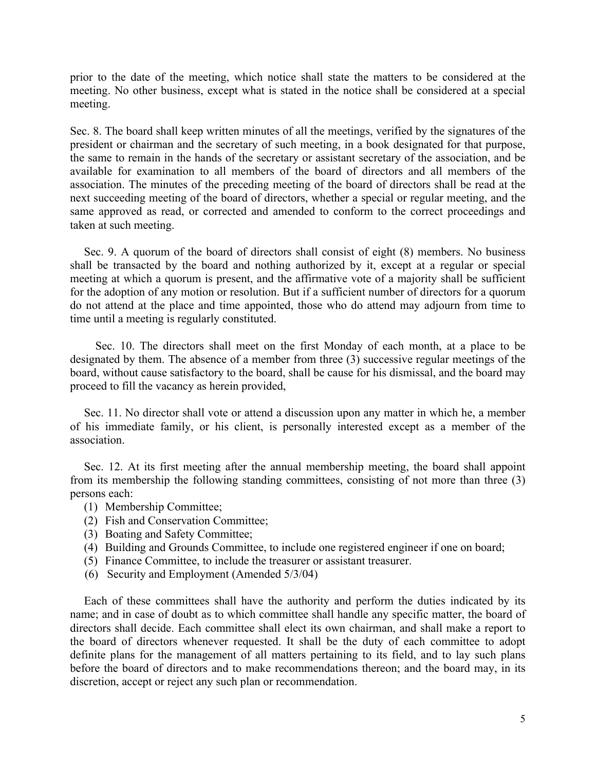prior to the date of the meeting, which notice shall state the matters to be considered at the meeting. No other business, except what is stated in the notice shall be considered at a special meeting.

Sec. 8. The board shall keep written minutes of all the meetings, verified by the signatures of the president or chairman and the secretary of such meeting, in a book designated for that purpose, the same to remain in the hands of the secretary or assistant secretary of the association, and be available for examination to all members of the board of directors and all members of the association. The minutes of the preceding meeting of the board of directors shall be read at the next succeeding meeting of the board of directors, whether a special or regular meeting, and the same approved as read, or corrected and amended to conform to the correct proceedings and taken at such meeting.

Sec. 9. A quorum of the board of directors shall consist of eight (8) members. No business shall be transacted by the board and nothing authorized by it, except at a regular or special meeting at which a quorum is present, and the affirmative vote of a majority shall be sufficient for the adoption of any motion or resolution. But if a sufficient number of directors for a quorum do not attend at the place and time appointed, those who do attend may adjourn from time to time until a meeting is regularly constituted.

Sec. 10. The directors shall meet on the first Monday of each month, at a place to be designated by them. The absence of a member from three (3) successive regular meetings of the board, without cause satisfactory to the board, shall be cause for his dismissal, and the board may proceed to fill the vacancy as herein provided,

Sec. 11. No director shall vote or attend a discussion upon any matter in which he, a member of his immediate family, or his client, is personally interested except as a member of the association.

Sec. 12. At its first meeting after the annual membership meeting, the board shall appoint from its membership the following standing committees, consisting of not more than three (3) persons each:

(1) Membership Committee;
(2) Fish and Conservation Committee;
(3) Boating and Safety Committee;
(4) Building and Grounds Committee, to include one registered engineer if one on board;
(5) Finance Committee, to include the treasurer or assistant treasurer.
(6) Security and Employment (Amended 5/3/04)

Each of these committees shall have the authority and perform the duties indicated by its name; and in case of doubt as to which committee shall handle any specific matter, the board of directors shall decide. Each committee shall elect its own chairman, and shall make a report to the board of directors whenever requested. It shall be the duty of each committee to adopt definite plans for the management of all matters pertaining to its field, and to lay such plans before the board of directors and to make recommendations thereon; and the board may, in its discretion, accept or reject any such plan or recommendation.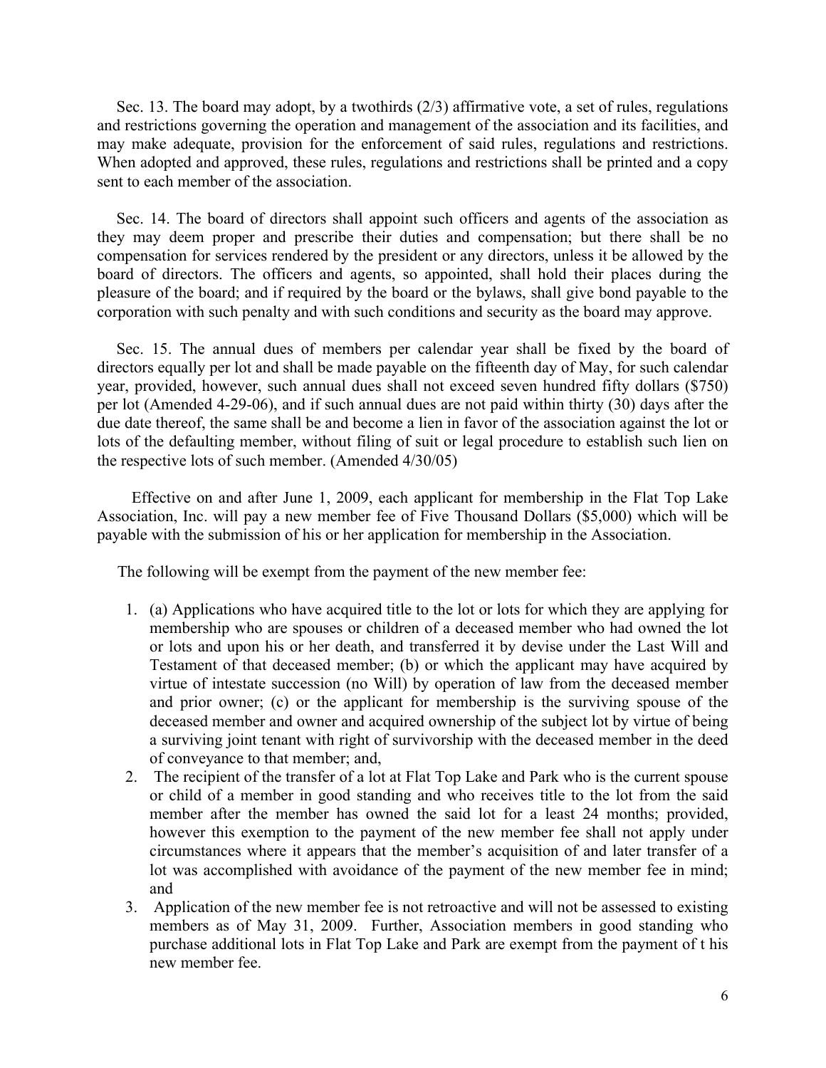Sec. 13. The board may adopt, by a twothirds (2/3) affirmative vote, a set of rules, regulations and restrictions governing the operation and management of the association and its facilities, and may make adequate, provision for the enforcement of said rules, regulations and restrictions. When adopted and approved, these rules, regulations and restrictions shall be printed and a copy sent to each member of the association.

Sec. 14. The board of directors shall appoint such officers and agents of the association as they may deem proper and prescribe their duties and compensation; but there shall be no compensation for services rendered by the president or any directors, unless it be allowed by the board of directors. The officers and agents, so appointed, shall hold their places during the pleasure of the board; and if required by the board or the bylaws, shall give bond payable to the corporation with such penalty and with such conditions and security as the board may approve.

Sec. 15. The annual dues of members per calendar year shall be fixed by the board of directors equally per lot and shall be made payable on the fifteenth day of May, for such calendar year, provided, however, such annual dues shall not exceed seven hundred fifty dollars ($750) per lot (Amended 4-29-06), and if such annual dues are not paid within thirty (30) days after the due date thereof, the same shall be and become a lien in favor of the association against the lot or lots of the defaulting member, without filing of suit or legal procedure to establish such lien on the respective lots of such member. (Amended 4/30/05)

Effective on and after June 1, 2009, each applicant for membership in the Flat Top Lake Association, Inc. will pay a new member fee of Five Thousand Dollars ($5,000) which will be payable with the submission of his or her application for membership in the Association.

The following will be exempt from the payment of the new member fee:

1. (a) Applications who have acquired title to the lot or lots for which they are applying for membership who are spouses or children of a deceased member who had owned the lot or lots and upon his or her death, and transferred it by devise under the Last Will and Testament of that deceased member; (b) or which the applicant may have acquired by virtue of intestate succession (no Will) by operation of law from the deceased member and prior owner; (c) or the applicant for membership is the surviving spouse of the deceased member and owner and acquired ownership of the subject lot by virtue of being a surviving joint tenant with right of survivorship with the deceased member in the deed of conveyance to that member; and,
2. The recipient of the transfer of a lot at Flat Top Lake and Park who is the current spouse or child of a member in good standing and who receives title to the lot from the said member after the member has owned the said lot for a least 24 months; provided, however this exemption to the payment of the new member fee shall not apply under circumstances where it appears that the member's acquisition of and later transfer of a lot was accomplished with avoidance of the payment of the new member fee in mind; and
3. Application of the new member fee is not retroactive and will not be assessed to existing members as of May 31, 2009. Further, Association members in good standing who purchase additional lots in Flat Top Lake and Park are exempt from the payment of t his new member fee.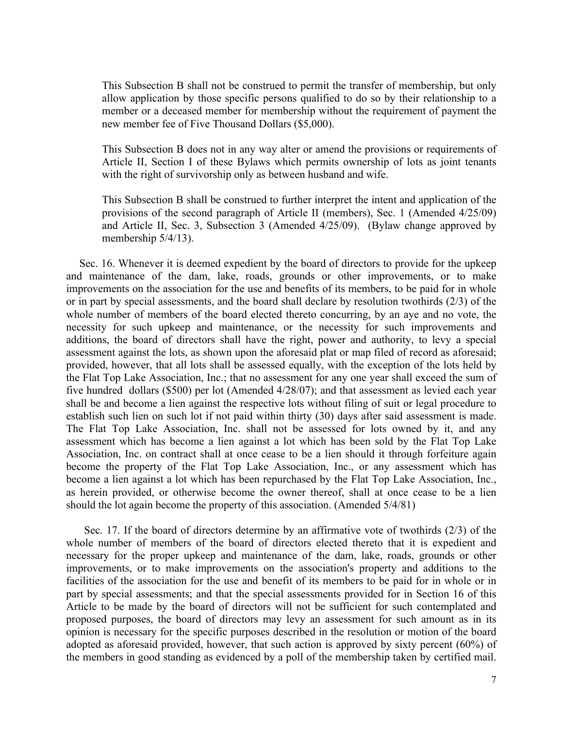This Subsection B shall not be construed to permit the transfer of membership, but only allow application by those specific persons qualified to do so by their relationship to a member or a deceased member for membership without the requirement of payment the new member fee of Five Thousand Dollars ($5,000).

This Subsection B does not in any way alter or amend the provisions or requirements of Article II, Section I of these Bylaws which permits ownership of lots as joint tenants with the right of survivorship only as between husband and wife.

This Subsection B shall be construed to further interpret the intent and application of the provisions of the second paragraph of Article II (members), Sec. 1 (Amended 4/25/09) and Article II, Sec. 3, Subsection 3 (Amended 4/25/09). (Bylaw change approved by membership 5/4/13).

Sec. 16. Whenever it is deemed expedient by the board of directors to provide for the upkeep and maintenance of the dam, lake, roads, grounds or other improvements, or to make improvements on the association for the use and benefits of its members, to be paid for in whole or in part by special assessments, and the board shall declare by resolution twothirds (2/3) of the whole number of members of the board elected thereto concurring, by an aye and no vote, the necessity for such upkeep and maintenance, or the necessity for such improvements and additions, the board of directors shall have the right, power and authority, to levy a special assessment against the lots, as shown upon the aforesaid plat or map filed of record as aforesaid; provided, however, that all lots shall be assessed equally, with the exception of the lots held by the Flat Top Lake Association, Inc.; that no assessment for any one year shall exceed the sum of five hundred dollars ($500) per lot (Amended 4/28/07); and that assessment as levied each year shall be and become a lien against the respective lots without filing of suit or legal procedure to establish such lien on such lot if not paid within thirty (30) days after said assessment is made. The Flat Top Lake Association, Inc. shall not be assessed for lots owned by it, and any assessment which has become a lien against a lot which has been sold by the Flat Top Lake Association, Inc. on contract shall at once cease to be a lien should it through forfeiture again become the property of the Flat Top Lake Association, Inc., or any assessment which has become a lien against a lot which has been repurchased by the Flat Top Lake Association, Inc., as herein provided, or otherwise become the owner thereof, shall at once cease to be a lien should the lot again become the property of this association. (Amended 5/4/81)

Sec. 17. If the board of directors determine by an affirmative vote of twothirds (2/3) of the whole number of members of the board of directors elected thereto that it is expedient and necessary for the proper upkeep and maintenance of the dam, lake, roads, grounds or other improvements, or to make improvements on the association's property and additions to the facilities of the association for the use and benefit of its members to be paid for in whole or in part by special assessments; and that the special assessments provided for in Section 16 of this Article to be made by the board of directors will not be sufficient for such contemplated and proposed purposes, the board of directors may levy an assessment for such amount as in its opinion is necessary for the specific purposes described in the resolution or motion of the board adopted as aforesaid provided, however, that such action is approved by sixty percent (60%) of the members in good standing as evidenced by a poll of the membership taken by certified mail.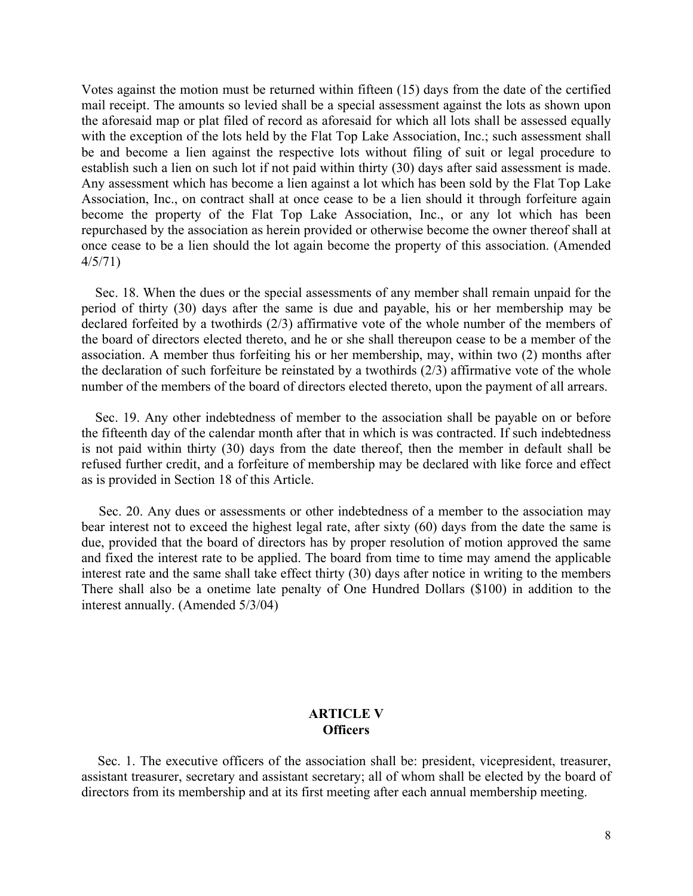Votes against the motion must be returned within fifteen (15) days from the date of the certified mail receipt. The amounts so levied shall be a special assessment against the lots as shown upon the aforesaid map or plat filed of record as aforesaid for which all lots shall be assessed equally with the exception of the lots held by the Flat Top Lake Association, Inc.; such assessment shall be and become a lien against the respective lots without filing of suit or legal procedure to establish such a lien on such lot if not paid within thirty (30) days after said assessment is made. Any assessment which has become a lien against a lot which has been sold by the Flat Top Lake Association, Inc., on contract shall at once cease to be a lien should it through forfeiture again become the property of the Flat Top Lake Association, Inc., or any lot which has been repurchased by the association as herein provided or otherwise become the owner thereof shall at once cease to be a lien should the lot again become the property of this association. (Amended 4/5/71)

Sec. 18. When the dues or the special assessments of any member shall remain unpaid for the period of thirty (30) days after the same is due and payable, his or her membership may be declared forfeited by a twothirds (2/3) affirmative vote of the whole number of the members of the board of directors elected thereto, and he or she shall thereupon cease to be a member of the association. A member thus forfeiting his or her membership, may, within two (2) months after the declaration of such forfeiture be reinstated by a twothirds (2/3) affirmative vote of the whole number of the members of the board of directors elected thereto, upon the payment of all arrears.

Sec. 19. Any other indebtedness of member to the association shall be payable on or before the fifteenth day of the calendar month after that in which is was contracted. If such indebtedness is not paid within thirty (30) days from the date thereof, then the member in default shall be refused further credit, and a forfeiture of membership may be declared with like force and effect as is provided in Section 18 of this Article.

Sec. 20. Any dues or assessments or other indebtedness of a member to the association may bear interest not to exceed the highest legal rate, after sixty (60) days from the date the same is due, provided that the board of directors has by proper resolution of motion approved the same and fixed the interest rate to be applied. The board from time to time may amend the applicable interest rate and the same shall take effect thirty (30) days after notice in writing to the members There shall also be a onetime late penalty of One Hundred Dollars ($100) in addition to the interest annually. (Amended 5/3/04)

## ARTICLE V
## Officers

Sec. 1. The executive officers of the association shall be: president, vicepresident, treasurer, assistant treasurer, secretary and assistant secretary; all of whom shall be elected by the board of directors from its membership and at its first meeting after each annual membership meeting.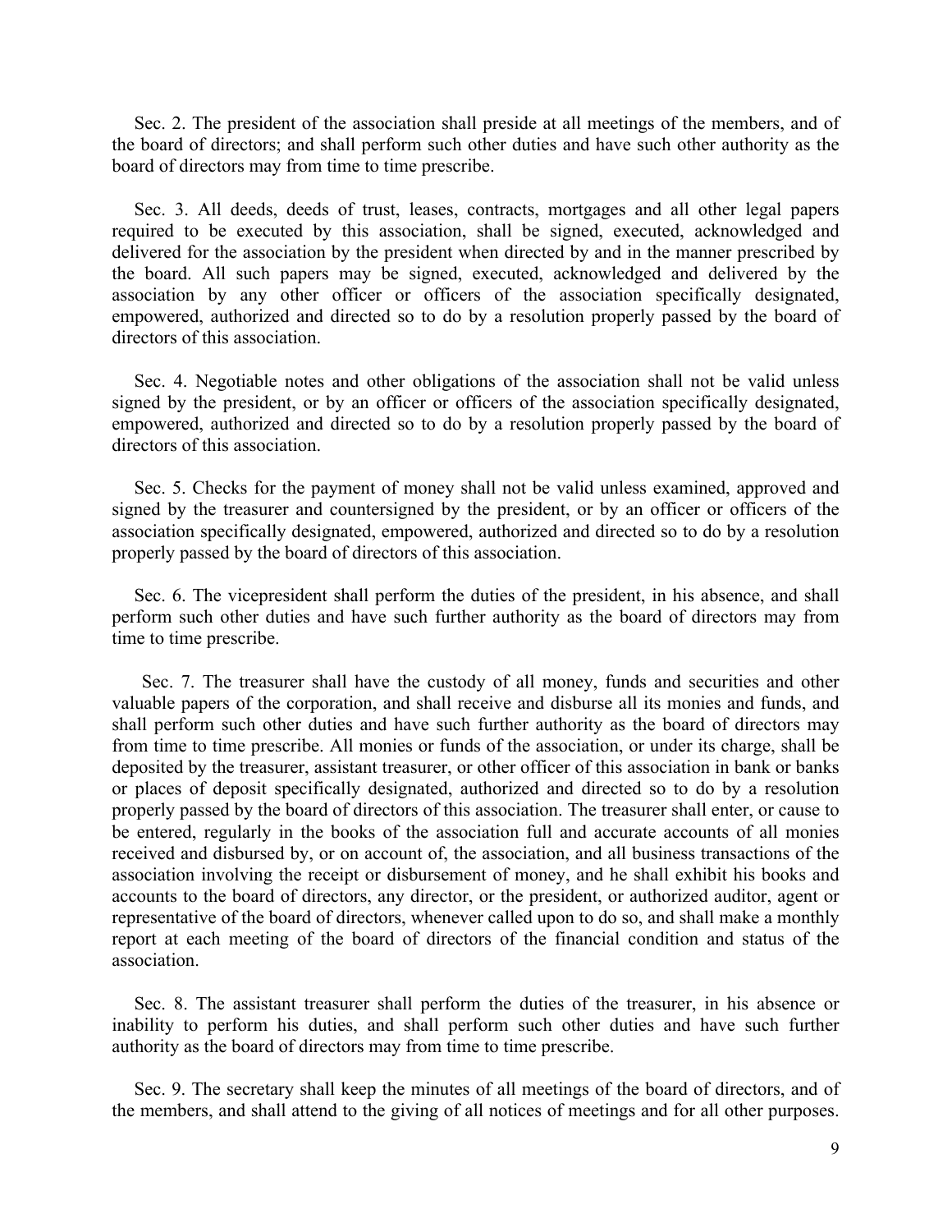Sec. 2. The president of the association shall preside at all meetings of the members, and of the board of directors; and shall perform such other duties and have such other authority as the board of directors may from time to time prescribe.

Sec. 3. All deeds, deeds of trust, leases, contracts, mortgages and all other legal papers required to be executed by this association, shall be signed, executed, acknowledged and delivered for the association by the president when directed by and in the manner prescribed by the board. All such papers may be signed, executed, acknowledged and delivered by the association by any other officer or officers of the association specifically designated, empowered, authorized and directed so to do by a resolution properly passed by the board of directors of this association.

Sec. 4. Negotiable notes and other obligations of the association shall not be valid unless signed by the president, or by an officer or officers of the association specifically designated, empowered, authorized and directed so to do by a resolution properly passed by the board of directors of this association.

Sec. 5. Checks for the payment of money shall not be valid unless examined, approved and signed by the treasurer and countersigned by the president, or by an officer or officers of the association specifically designated, empowered, authorized and directed so to do by a resolution properly passed by the board of directors of this association.

Sec. 6. The vicepresident shall perform the duties of the president, in his absence, and shall perform such other duties and have such further authority as the board of directors may from time to time prescribe.

Sec. 7. The treasurer shall have the custody of all money, funds and securities and other valuable papers of the corporation, and shall receive and disburse all its monies and funds, and shall perform such other duties and have such further authority as the board of directors may from time to time prescribe. All monies or funds of the association, or under its charge, shall be deposited by the treasurer, assistant treasurer, or other officer of this association in bank or banks or places of deposit specifically designated, authorized and directed so to do by a resolution properly passed by the board of directors of this association. The treasurer shall enter, or cause to be entered, regularly in the books of the association full and accurate accounts of all monies received and disbursed by, or on account of, the association, and all business transactions of the association involving the receipt or disbursement of money, and he shall exhibit his books and accounts to the board of directors, any director, or the president, or authorized auditor, agent or representative of the board of directors, whenever called upon to do so, and shall make a monthly report at each meeting of the board of directors of the financial condition and status of the association.

Sec. 8. The assistant treasurer shall perform the duties of the treasurer, in his absence or inability to perform his duties, and shall perform such other duties and have such further authority as the board of directors may from time to time prescribe.

Sec. 9. The secretary shall keep the minutes of all meetings of the board of directors, and of the members, and shall attend to the giving of all notices of meetings and for all other purposes.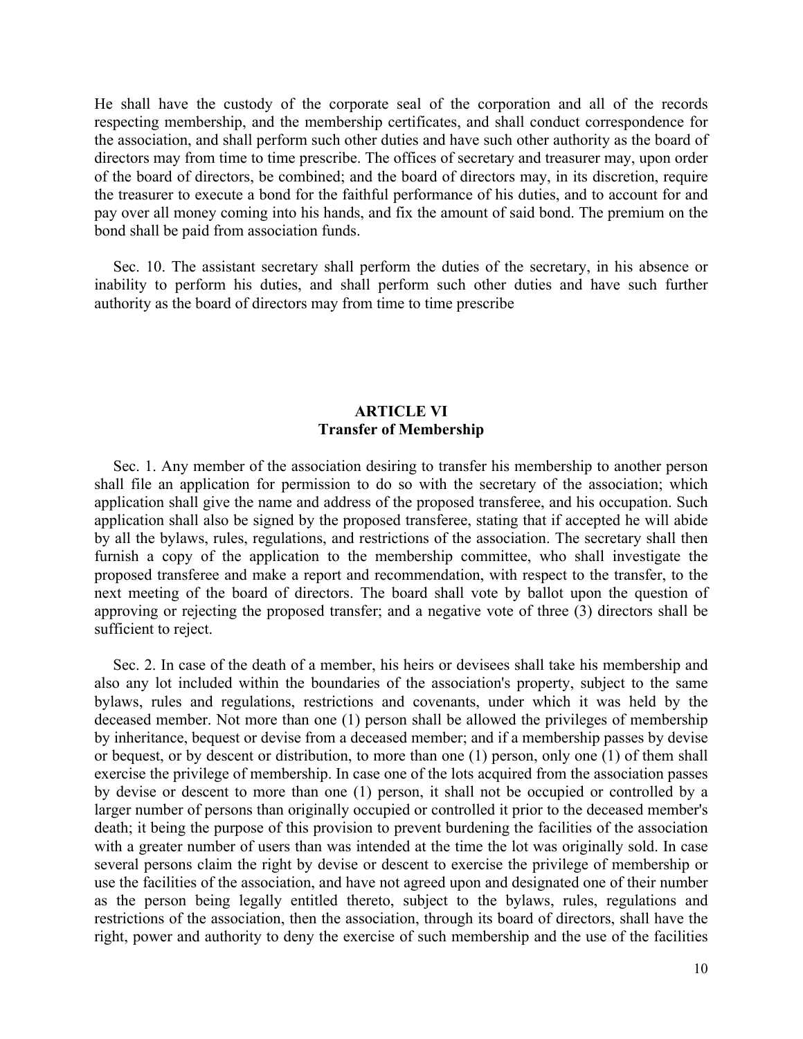He shall have the custody of the corporate seal of the corporation and all of the records respecting membership, and the membership certificates, and shall conduct correspondence for the association, and shall perform such other duties and have such other authority as the board of directors may from time to time prescribe. The offices of secretary and treasurer may, upon order of the board of directors, be combined; and the board of directors may, in its discretion, require the treasurer to execute a bond for the faithful performance of his duties, and to account for and pay over all money coming into his hands, and fix the amount of said bond. The premium on the bond shall be paid from association funds.

Sec. 10. The assistant secretary shall perform the duties of the secretary, in his absence or inability to perform his duties, and shall perform such other duties and have such further authority as the board of directors may from time to time prescribe

## ARTICLE VI
## Transfer of Membership

Sec. 1. Any member of the association desiring to transfer his membership to another person shall file an application for permission to do so with the secretary of the association; which application shall give the name and address of the proposed transferee, and his occupation. Such application shall also be signed by the proposed transferee, stating that if accepted he will abide by all the bylaws, rules, regulations, and restrictions of the association. The secretary shall then furnish a copy of the application to the membership committee, who shall investigate the proposed transferee and make a report and recommendation, with respect to the transfer, to the next meeting of the board of directors. The board shall vote by ballot upon the question of approving or rejecting the proposed transfer; and a negative vote of three (3) directors shall be sufficient to reject.

Sec. 2. In case of the death of a member, his heirs or devisees shall take his membership and also any lot included within the boundaries of the association's property, subject to the same bylaws, rules and regulations, restrictions and covenants, under which it was held by the deceased member. Not more than one (1) person shall be allowed the privileges of membership by inheritance, bequest or devise from a deceased member; and if a membership passes by devise or bequest, or by descent or distribution, to more than one (1) person, only one (1) of them shall exercise the privilege of membership. In case one of the lots acquired from the association passes by devise or descent to more than one (1) person, it shall not be occupied or controlled by a larger number of persons than originally occupied or controlled it prior to the deceased member's death; it being the purpose of this provision to prevent burdening the facilities of the association with a greater number of users than was intended at the time the lot was originally sold. In case several persons claim the right by devise or descent to exercise the privilege of membership or use the facilities of the association, and have not agreed upon and designated one of their number as the person being legally entitled thereto, subject to the bylaws, rules, regulations and restrictions of the association, then the association, through its board of directors, shall have the right, power and authority to deny the exercise of such membership and the use of the facilities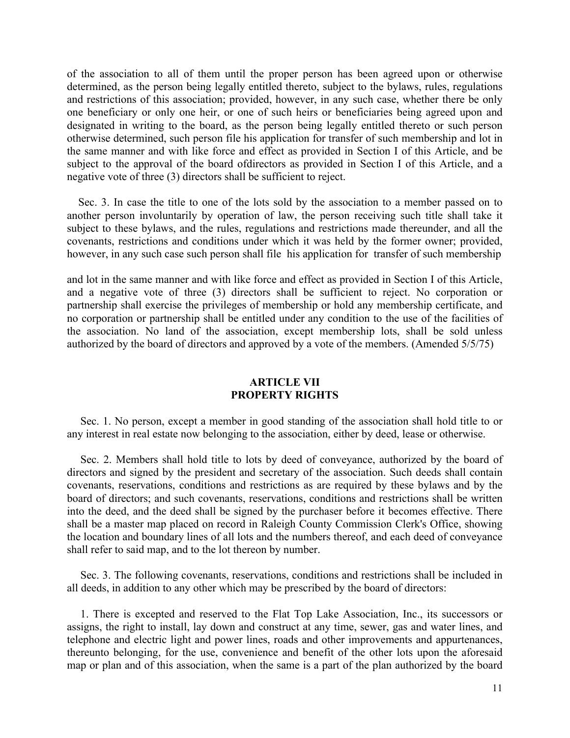of the association to all of them until the proper person has been agreed upon or otherwise determined, as the person being legally entitled thereto, subject to the bylaws, rules, regulations and restrictions of this association; provided, however, in any such case, whether there be only one beneficiary or only one heir, or one of such heirs or beneficiaries being agreed upon and designated in writing to the board, as the person being legally entitled thereto or such person otherwise determined, such person file his application for transfer of such membership and lot in the same manner and with like force and effect as provided in Section I of this Article, and be subject to the approval of the board ofdirectors as provided in Section I of this Article, and a negative vote of three (3) directors shall be sufficient to reject.

Sec. 3. In case the title to one of the lots sold by the association to a member passed on to another person involuntarily by operation of law, the person receiving such title shall take it subject to these bylaws, and the rules, regulations and restrictions made thereunder, and all the covenants, restrictions and conditions under which it was held by the former owner; provided, however, in any such case such person shall file his application for transfer of such membership and lot in the same manner and with like force and effect as provided in Section I of this Article, and a negative vote of three (3) directors shall be sufficient to reject. No corporation or partnership shall exercise the privileges of membership or hold any membership certificate, and no corporation or partnership shall be entitled under any condition to the use of the facilities of the association. No land of the association, except membership lots, shall be sold unless authorized by the board of directors and approved by a vote of the members. (Amended 5/5/75)

## ARTICLE VII
## PROPERTY RIGHTS

Sec. 1. No person, except a member in good standing of the association shall hold title to or any interest in real estate now belonging to the association, either by deed, lease or otherwise.

Sec. 2. Members shall hold title to lots by deed of conveyance, authorized by the board of directors and signed by the president and secretary of the association. Such deeds shall contain covenants, reservations, conditions and restrictions as are required by these bylaws and by the board of directors; and such covenants, reservations, conditions and restrictions shall be written into the deed, and the deed shall be signed by the purchaser before it becomes effective. There shall be a master map placed on record in Raleigh County Commission Clerk's Office, showing the location and boundary lines of all lots and the numbers thereof, and each deed of conveyance shall refer to said map, and to the lot thereon by number.

Sec. 3. The following covenants, reservations, conditions and restrictions shall be included in all deeds, in addition to any other which may be prescribed by the board of directors:

1. There is excepted and reserved to the Flat Top Lake Association, Inc., its successors or assigns, the right to install, lay down and construct at any time, sewer, gas and water lines, and telephone and electric light and power lines, roads and other improvements and appurtenances, thereunto belonging, for the use, convenience and benefit of the other lots upon the aforesaid map or plan and of this association, when the same is a part of the plan authorized by the board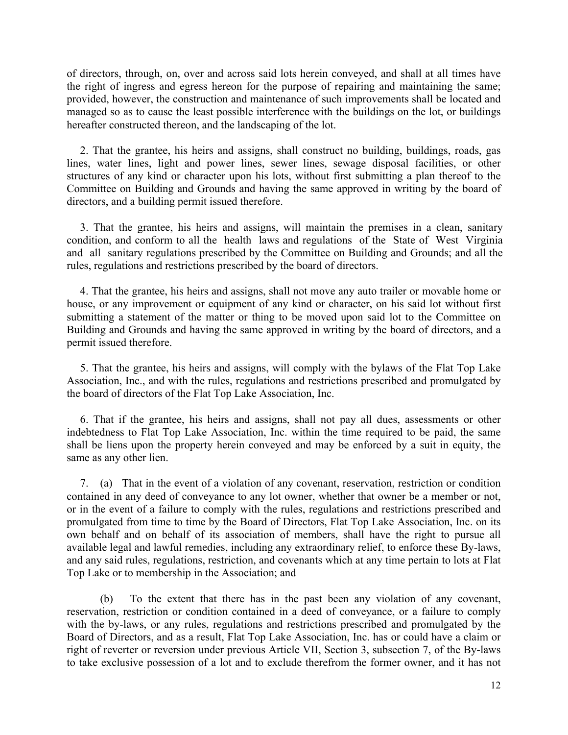of directors, through, on, over and across said lots herein conveyed, and shall at all times have the right of ingress and egress hereon for the purpose of repairing and maintaining the same; provided, however, the construction and maintenance of such improvements shall be located and managed so as to cause the least possible interference with the buildings on the lot, or buildings hereafter constructed thereon, and the landscaping of the lot.

2. That the grantee, his heirs and assigns, shall construct no building, buildings, roads, gas lines, water lines, light and power lines, sewer lines, sewage disposal facilities, or other structures of any kind or character upon his lots, without first submitting a plan thereof to the Committee on Building and Grounds and having the same approved in writing by the board of directors, and a building permit issued therefore.

3. That the grantee, his heirs and assigns, will maintain the premises in a clean, sanitary condition, and conform to all the health laws and regulations of the State of West Virginia and all sanitary regulations prescribed by the Committee on Building and Grounds; and all the rules, regulations and restrictions prescribed by the board of directors.

4. That the grantee, his heirs and assigns, shall not move any auto trailer or movable home or house, or any improvement or equipment of any kind or character, on his said lot without first submitting a statement of the matter or thing to be moved upon said lot to the Committee on Building and Grounds and having the same approved in writing by the board of directors, and a permit issued therefore.

5. That the grantee, his heirs and assigns, will comply with the bylaws of the Flat Top Lake Association, Inc., and with the rules, regulations and restrictions prescribed and promulgated by the board of directors of the Flat Top Lake Association, Inc.

6. That if the grantee, his heirs and assigns, shall not pay all dues, assessments or other indebtedness to Flat Top Lake Association, Inc. within the time required to be paid, the same shall be liens upon the property herein conveyed and may be enforced by a suit in equity, the same as any other lien.

7. (a) That in the event of a violation of any covenant, reservation, restriction or condition contained in any deed of conveyance to any lot owner, whether that owner be a member or not, or in the event of a failure to comply with the rules, regulations and restrictions prescribed and promulgated from time to time by the Board of Directors, Flat Top Lake Association, Inc. on its own behalf and on behalf of its association of members, shall have the right to pursue all available legal and lawful remedies, including any extraordinary relief, to enforce these By-laws, and any said rules, regulations, restriction, and covenants which at any time pertain to lots at Flat Top Lake or to membership in the Association; and

(b) To the extent that there has in the past been any violation of any covenant, reservation, restriction or condition contained in a deed of conveyance, or a failure to comply with the by-laws, or any rules, regulations and restrictions prescribed and promulgated by the Board of Directors, and as a result, Flat Top Lake Association, Inc. has or could have a claim or right of reverter or reversion under previous Article VII, Section 3, subsection 7, of the By-laws to take exclusive possession of a lot and to exclude therefrom the former owner, and it has not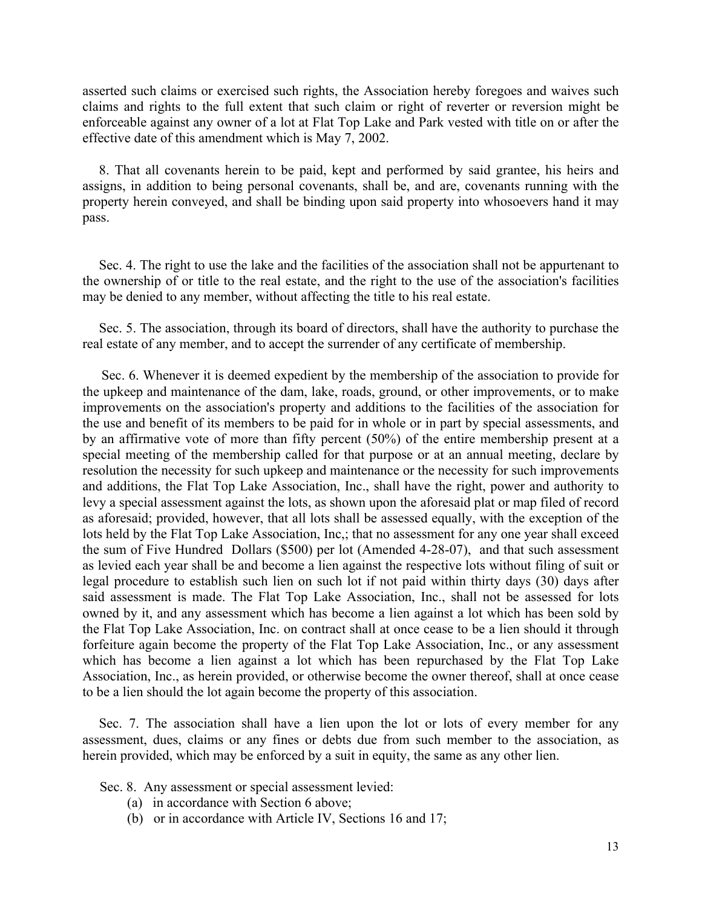asserted such claims or exercised such rights, the Association hereby foregoes and waives such claims and rights to the full extent that such claim or right of reverter or reversion might be enforceable against any owner of a lot at Flat Top Lake and Park vested with title on or after the effective date of this amendment which is May 7, 2002.

8. That all covenants herein to be paid, kept and performed by said grantee, his heirs and assigns, in addition to being personal covenants, shall be, and are, covenants running with the property herein conveyed, and shall be binding upon said property into whosoevers hand it may pass.

Sec. 4. The right to use the lake and the facilities of the association shall not be appurtenant to the ownership of or title to the real estate, and the right to the use of the association's facilities may be denied to any member, without affecting the title to his real estate.

Sec. 5. The association, through its board of directors, shall have the authority to purchase the real estate of any member, and to accept the surrender of any certificate of membership.

Sec. 6. Whenever it is deemed expedient by the membership of the association to provide for the upkeep and maintenance of the dam, lake, roads, ground, or other improvements, or to make improvements on the association's property and additions to the facilities of the association for the use and benefit of its members to be paid for in whole or in part by special assessments, and by an affirmative vote of more than fifty percent (50%) of the entire membership present at a special meeting of the membership called for that purpose or at an annual meeting, declare by resolution the necessity for such upkeep and maintenance or the necessity for such improvements and additions, the Flat Top Lake Association, Inc., shall have the right, power and authority to levy a special assessment against the lots, as shown upon the aforesaid plat or map filed of record as aforesaid; provided, however, that all lots shall be assessed equally, with the exception of the lots held by the Flat Top Lake Association, Inc,; that no assessment for any one year shall exceed the sum of Five Hundred Dollars ($500) per lot (Amended 4-28-07), and that such assessment as levied each year shall be and become a lien against the respective lots without filing of suit or legal procedure to establish such lien on such lot if not paid within thirty days (30) days after said assessment is made. The Flat Top Lake Association, Inc., shall not be assessed for lots owned by it, and any assessment which has become a lien against a lot which has been sold by the Flat Top Lake Association, Inc. on contract shall at once cease to be a lien should it through forfeiture again become the property of the Flat Top Lake Association, Inc., or any assessment which has become a lien against a lot which has been repurchased by the Flat Top Lake Association, Inc., as herein provided, or otherwise become the owner thereof, shall at once cease to be a lien should the lot again become the property of this association.

Sec. 7. The association shall have a lien upon the lot or lots of every member for any assessment, dues, claims or any fines or debts due from such member to the association, as herein provided, which may be enforced by a suit in equity, the same as any other lien.

Sec. 8. Any assessment or special assessment levied:

(a) in accordance with Section 6 above;
(b) or in accordance with Article IV, Sections 16 and 17;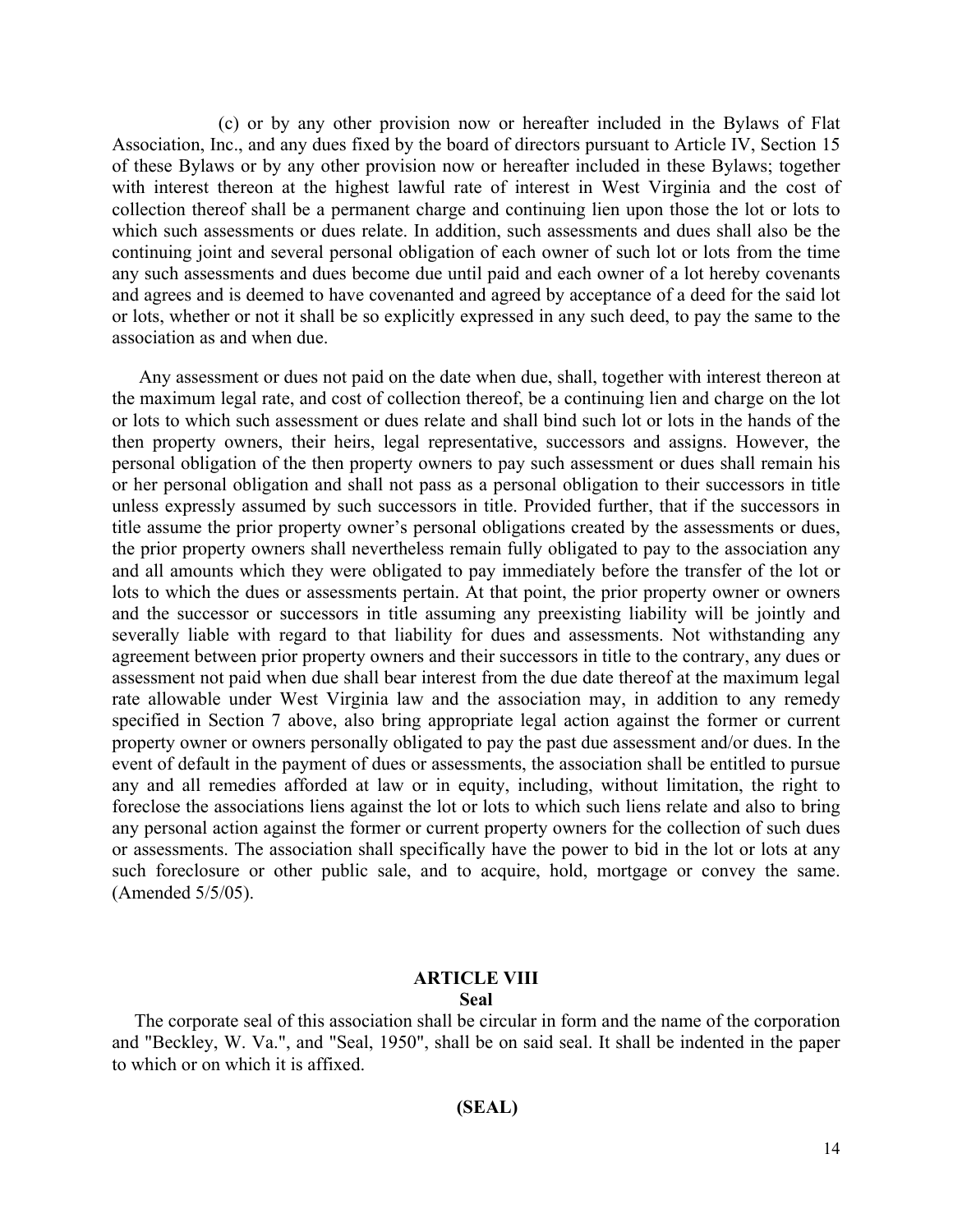(c) or by any other provision now or hereafter included in the Bylaws of Flat Association, Inc., and any dues fixed by the board of directors pursuant to Article IV, Section 15 of these Bylaws or by any other provision now or hereafter included in these Bylaws; together with interest thereon at the highest lawful rate of interest in West Virginia and the cost of collection thereof shall be a permanent charge and continuing lien upon those the lot or lots to which such assessments or dues relate. In addition, such assessments and dues shall also be the continuing joint and several personal obligation of each owner of such lot or lots from the time any such assessments and dues become due until paid and each owner of a lot hereby covenants and agrees and is deemed to have covenanted and agreed by acceptance of a deed for the said lot or lots, whether or not it shall be so explicitly expressed in any such deed, to pay the same to the association as and when due.

Any assessment or dues not paid on the date when due, shall, together with interest thereon at the maximum legal rate, and cost of collection thereof, be a continuing lien and charge on the lot or lots to which such assessment or dues relate and shall bind such lot or lots in the hands of the then property owners, their heirs, legal representative, successors and assigns. However, the personal obligation of the then property owners to pay such assessment or dues shall remain his or her personal obligation and shall not pass as a personal obligation to their successors in title unless expressly assumed by such successors in title. Provided further, that if the successors in title assume the prior property owner's personal obligations created by the assessments or dues, the prior property owners shall nevertheless remain fully obligated to pay to the association any and all amounts which they were obligated to pay immediately before the transfer of the lot or lots to which the dues or assessments pertain. At that point, the prior property owner or owners and the successor or successors in title assuming any preexisting liability will be jointly and severally liable with regard to that liability for dues and assessments. Not withstanding any agreement between prior property owners and their successors in title to the contrary, any dues or assessment not paid when due shall bear interest from the due date thereof at the maximum legal rate allowable under West Virginia law and the association may, in addition to any remedy specified in Section 7 above, also bring appropriate legal action against the former or current property owner or owners personally obligated to pay the past due assessment and/or dues. In the event of default in the payment of dues or assessments, the association shall be entitled to pursue any and all remedies afforded at law or in equity, including, without limitation, the right to foreclose the associations liens against the lot or lots to which such liens relate and also to bring any personal action against the former or current property owners for the collection of such dues or assessments. The association shall specifically have the power to bid in the lot or lots at any such foreclosure or other public sale, and to acquire, hold, mortgage or convey the same. (Amended 5/5/05).

## ARTICLE VIII
### Seal

The corporate seal of this association shall be circular in form and the name of the corporation and "Beckley, W. Va.", and "Seal, 1950", shall be on said seal. It shall be indented in the paper to which or on which it is affixed.

**(SEAL)**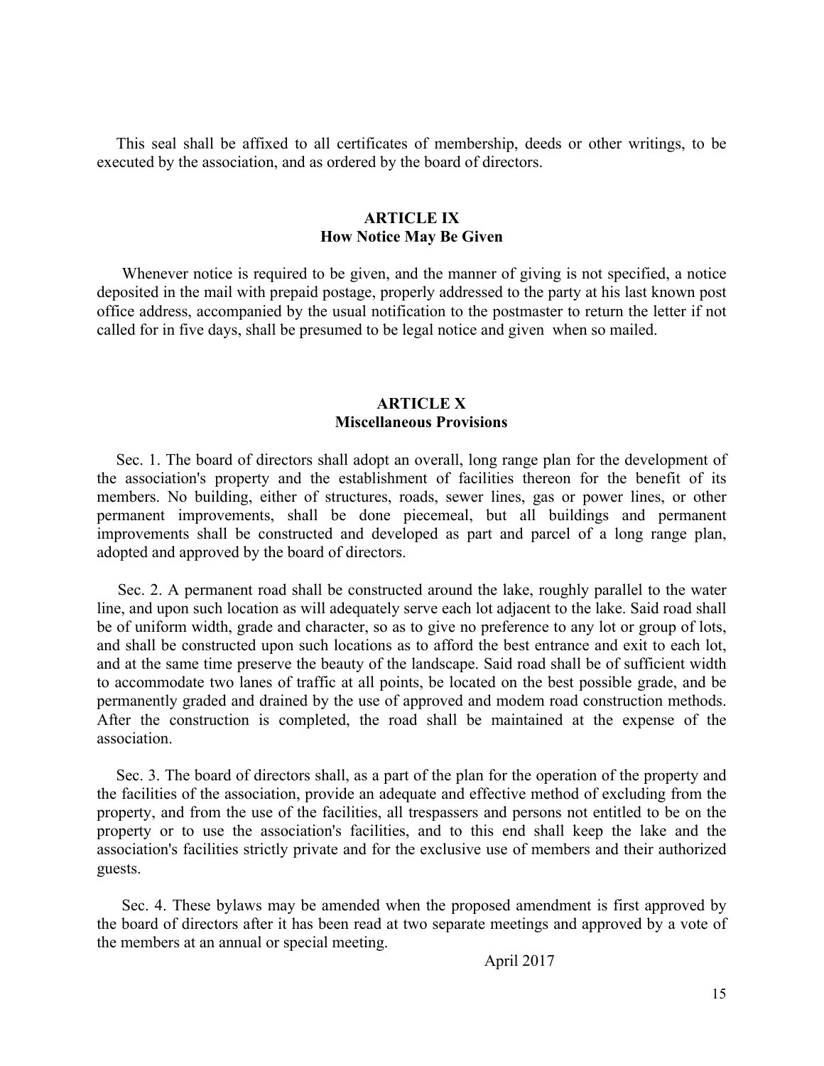This seal shall be affixed to all certificates of membership, deeds or other writings, to be executed by the association, and as ordered by the board of directors.

## ARTICLE IX
## How Notice May Be Given

Whenever notice is required to be given, and the manner of giving is not specified, a notice deposited in the mail with prepaid postage, properly addressed to the party at his last known post office address, accompanied by the usual notification to the postmaster to return the letter if not called for in five days, shall be presumed to be legal notice and given when so mailed.

## ARTICLE X
## Miscellaneous Provisions

Sec. 1. The board of directors shall adopt an overall, long range plan for the development of the association's property and the establishment of facilities thereon for the benefit of its members. No building, either of structures, roads, sewer lines, gas or power lines, or other permanent improvements, shall be done piecemeal, but all buildings and permanent improvements shall be constructed and developed as part and parcel of a long range plan, adopted and approved by the board of directors.

Sec. 2. A permanent road shall be constructed around the lake, roughly parallel to the water line, and upon such location as will adequately serve each lot adjacent to the lake. Said road shall be of uniform width, grade and character, so as to give no preference to any lot or group of lots, and shall be constructed upon such locations as to afford the best entrance and exit to each lot, and at the same time preserve the beauty of the landscape. Said road shall be of sufficient width to accommodate two lanes of traffic at all points, be located on the best possible grade, and be permanently graded and drained by the use of approved and modem road construction methods. After the construction is completed, the road shall be maintained at the expense of the association.

Sec. 3. The board of directors shall, as a part of the plan for the operation of the property and the facilities of the association, provide an adequate and effective method of excluding from the property, and from the use of the facilities, all trespassers and persons not entitled to be on the property or to use the association's facilities, and to this end shall keep the lake and the association's facilities strictly private and for the exclusive use of members and their authorized guests.

Sec. 4. These bylaws may be amended when the proposed amendment is first approved by the board of directors after it has been read at two separate meetings and approved by a vote of the members at an annual or special meeting.

April 2017